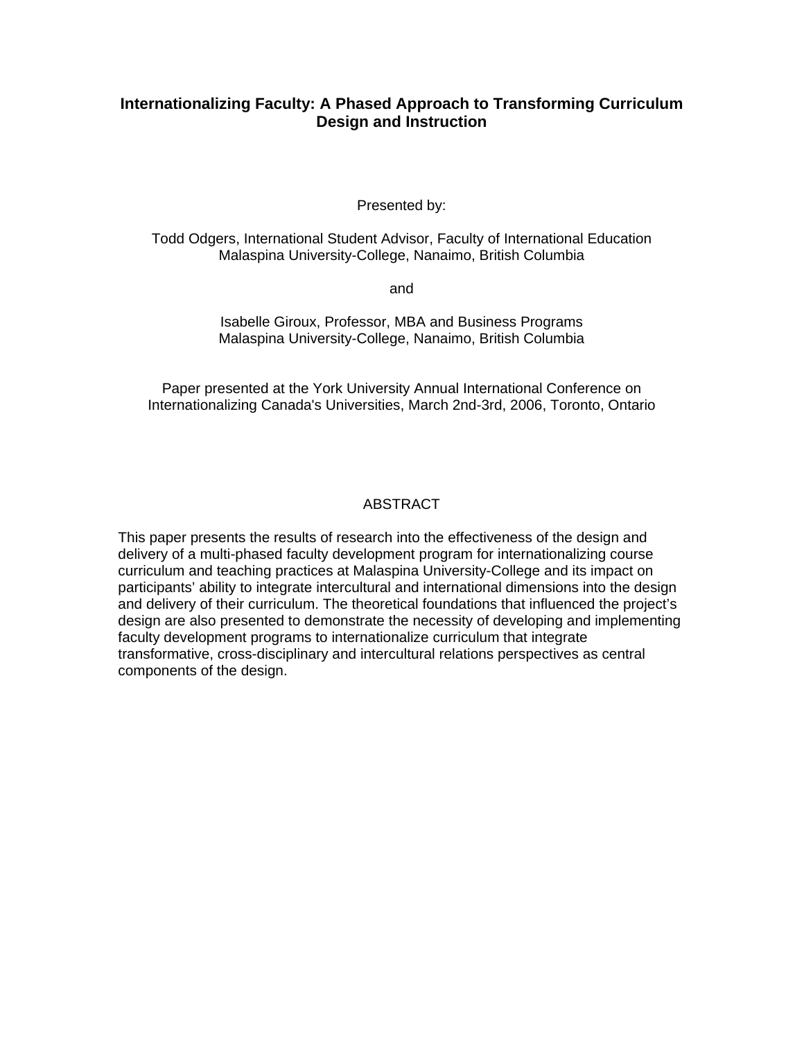# Internationalizing Faculty: A Phased Approach to Transforming Curriculum Design and Instruction

Presented by:

Todd Odgers, International Student Advisor, Faculty of International Education
Malaspina University-College, Nanaimo, British Columbia

and

Isabelle Giroux, Professor, MBA and Business Programs
Malaspina University-College, Nanaimo, British Columbia

Paper presented at the York University Annual International Conference on Internationalizing Canada's Universities, March 2nd-3rd, 2006, Toronto, Ontario

## ABSTRACT

This paper presents the results of research into the effectiveness of the design and delivery of a multi-phased faculty development program for internationalizing course curriculum and teaching practices at Malaspina University-College and its impact on participants' ability to integrate intercultural and international dimensions into the design and delivery of their curriculum. The theoretical foundations that influenced the project's design are also presented to demonstrate the necessity of developing and implementing faculty development programs to internationalize curriculum that integrate transformative, cross-disciplinary and intercultural relations perspectives as central components of the design.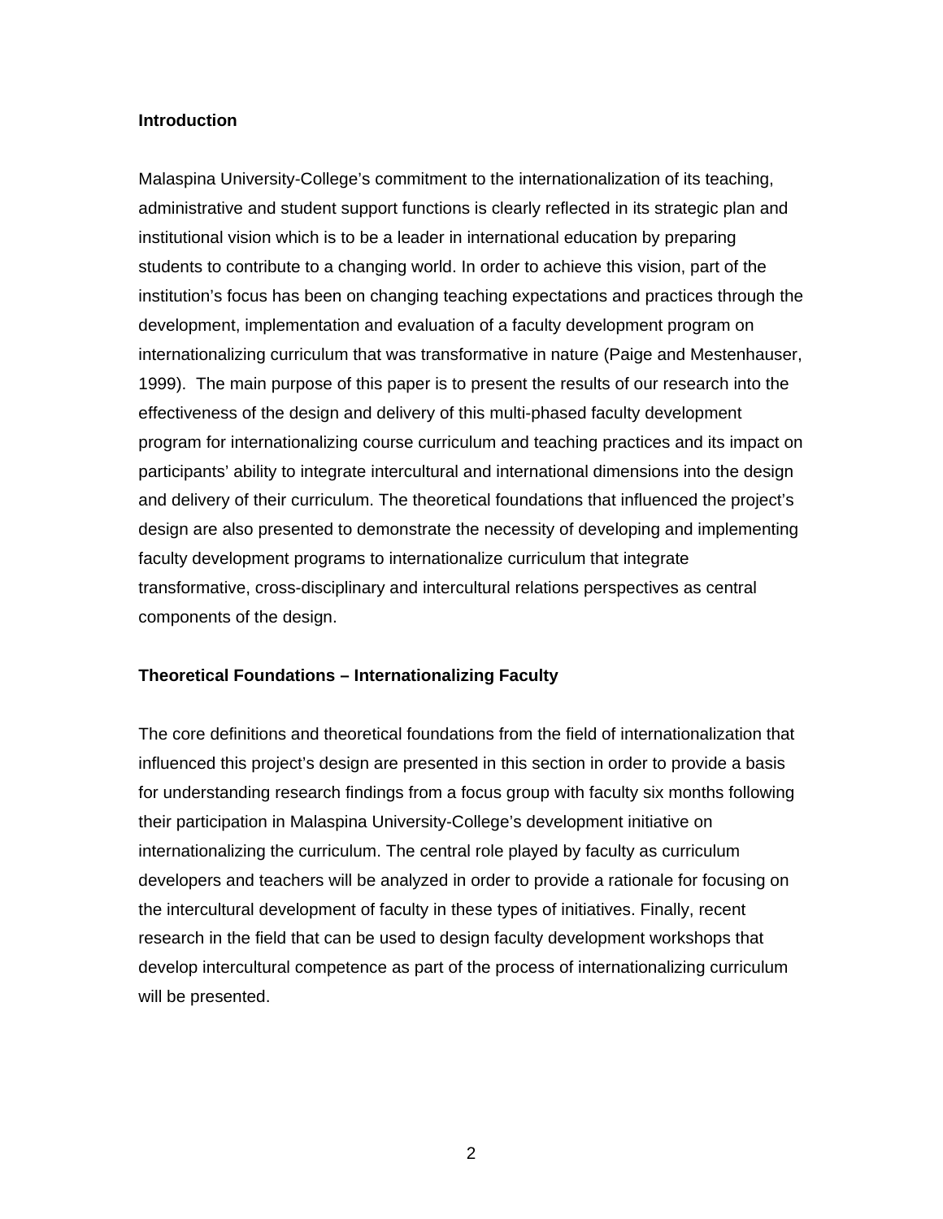## Introduction

Malaspina University-College's commitment to the internationalization of its teaching, administrative and student support functions is clearly reflected in its strategic plan and institutional vision which is to be a leader in international education by preparing students to contribute to a changing world. In order to achieve this vision, part of the institution's focus has been on changing teaching expectations and practices through the development, implementation and evaluation of a faculty development program on internationalizing curriculum that was transformative in nature (Paige and Mestenhauser, 1999). The main purpose of this paper is to present the results of our research into the effectiveness of the design and delivery of this multi-phased faculty development program for internationalizing course curriculum and teaching practices and its impact on participants' ability to integrate intercultural and international dimensions into the design and delivery of their curriculum. The theoretical foundations that influenced the project's design are also presented to demonstrate the necessity of developing and implementing faculty development programs to internationalize curriculum that integrate transformative, cross-disciplinary and intercultural relations perspectives as central components of the design.

## Theoretical Foundations – Internationalizing Faculty

The core definitions and theoretical foundations from the field of internationalization that influenced this project's design are presented in this section in order to provide a basis for understanding research findings from a focus group with faculty six months following their participation in Malaspina University-College's development initiative on internationalizing the curriculum. The central role played by faculty as curriculum developers and teachers will be analyzed in order to provide a rationale for focusing on the intercultural development of faculty in these types of initiatives. Finally, recent research in the field that can be used to design faculty development workshops that develop intercultural competence as part of the process of internationalizing curriculum will be presented.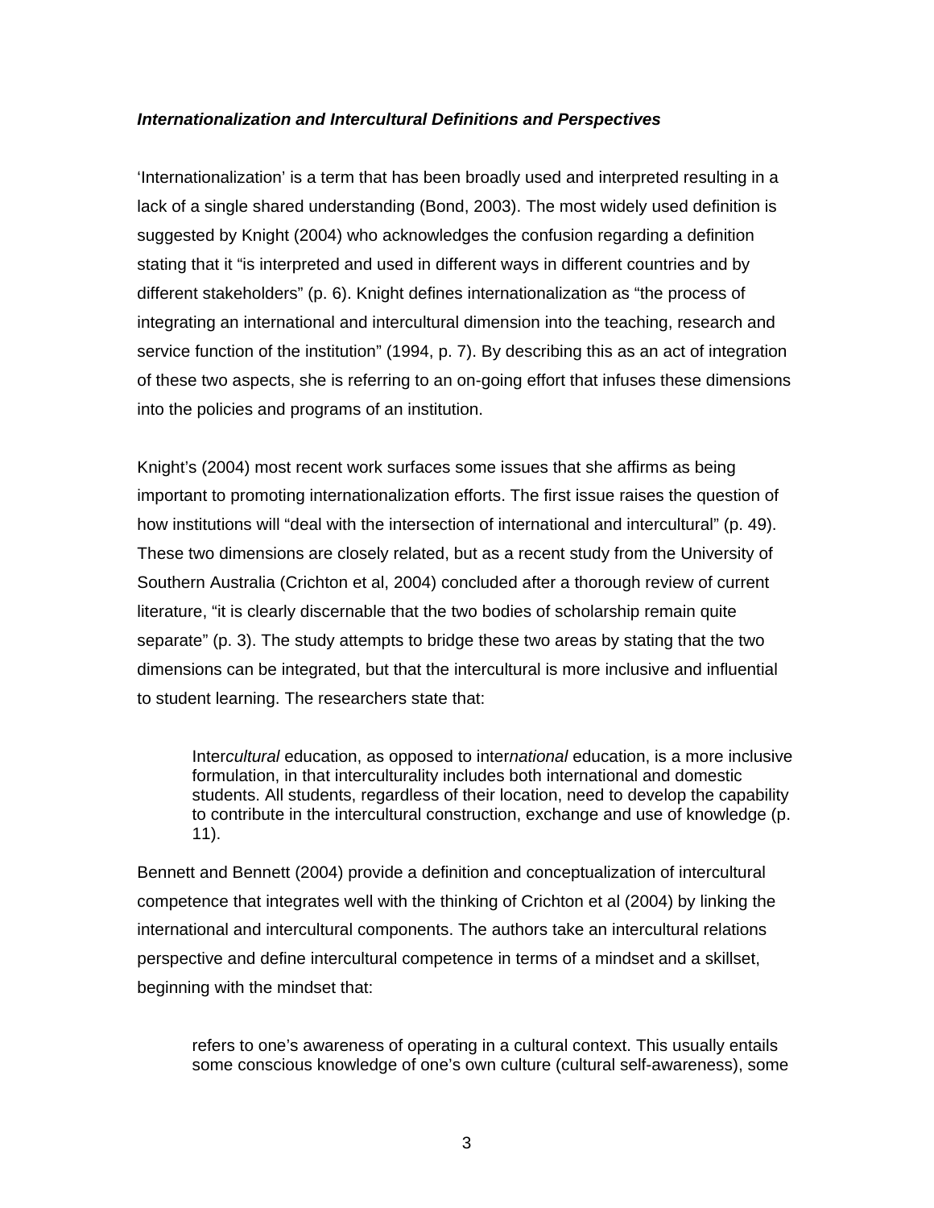***Internationalization and Intercultural Definitions and Perspectives***

'Internationalization' is a term that has been broadly used and interpreted resulting in a lack of a single shared understanding (Bond, 2003). The most widely used definition is suggested by Knight (2004) who acknowledges the confusion regarding a definition stating that it "is interpreted and used in different ways in different countries and by different stakeholders" (p. 6). Knight defines internationalization as "the process of integrating an international and intercultural dimension into the teaching, research and service function of the institution" (1994, p. 7). By describing this as an act of integration of these two aspects, she is referring to an on-going effort that infuses these dimensions into the policies and programs of an institution.

Knight's (2004) most recent work surfaces some issues that she affirms as being important to promoting internationalization efforts. The first issue raises the question of how institutions will "deal with the intersection of international and intercultural" (p. 49). These two dimensions are closely related, but as a recent study from the University of Southern Australia (Crichton et al, 2004) concluded after a thorough review of current literature, "it is clearly discernable that the two bodies of scholarship remain quite separate" (p. 3). The study attempts to bridge these two areas by stating that the two dimensions can be integrated, but that the intercultural is more inclusive and influential to student learning. The researchers state that:

> Inter*cultural* education, as opposed to inter*national* education, is a more inclusive formulation, in that interculturality includes both international and domestic students. All students, regardless of their location, need to develop the capability to contribute in the intercultural construction, exchange and use of knowledge (p. 11).

Bennett and Bennett (2004) provide a definition and conceptualization of intercultural competence that integrates well with the thinking of Crichton et al (2004) by linking the international and intercultural components. The authors take an intercultural relations perspective and define intercultural competence in terms of a mindset and a skillset, beginning with the mindset that:

> refers to one's awareness of operating in a cultural context. This usually entails some conscious knowledge of one's own culture (cultural self-awareness), some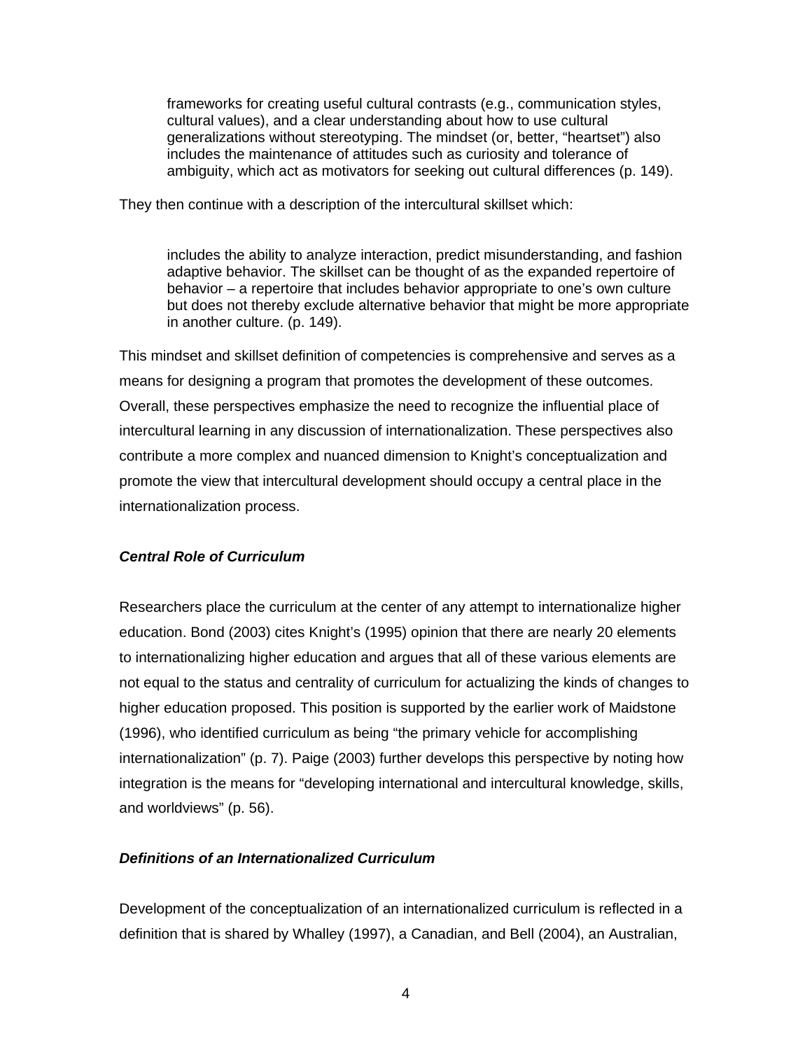> frameworks for creating useful cultural contrasts (e.g., communication styles, cultural values), and a clear understanding about how to use cultural generalizations without stereotyping. The mindset (or, better, "heartset") also includes the maintenance of attitudes such as curiosity and tolerance of ambiguity, which act as motivators for seeking out cultural differences (p. 149).

They then continue with a description of the intercultural skillset which:

> includes the ability to analyze interaction, predict misunderstanding, and fashion adaptive behavior. The skillset can be thought of as the expanded repertoire of behavior – a repertoire that includes behavior appropriate to one's own culture but does not thereby exclude alternative behavior that might be more appropriate in another culture. (p. 149).

This mindset and skillset definition of competencies is comprehensive and serves as a means for designing a program that promotes the development of these outcomes. Overall, these perspectives emphasize the need to recognize the influential place of intercultural learning in any discussion of internationalization. These perspectives also contribute a more complex and nuanced dimension to Knight's conceptualization and promote the view that intercultural development should occupy a central place in the internationalization process.

### *Central Role of Curriculum*

Researchers place the curriculum at the center of any attempt to internationalize higher education. Bond (2003) cites Knight's (1995) opinion that there are nearly 20 elements to internationalizing higher education and argues that all of these various elements are not equal to the status and centrality of curriculum for actualizing the kinds of changes to higher education proposed. This position is supported by the earlier work of Maidstone (1996), who identified curriculum as being "the primary vehicle for accomplishing internationalization" (p. 7). Paige (2003) further develops this perspective by noting how integration is the means for "developing international and intercultural knowledge, skills, and worldviews" (p. 56).

### *Definitions of an Internationalized Curriculum*

Development of the conceptualization of an internationalized curriculum is reflected in a definition that is shared by Whalley (1997), a Canadian, and Bell (2004), an Australian,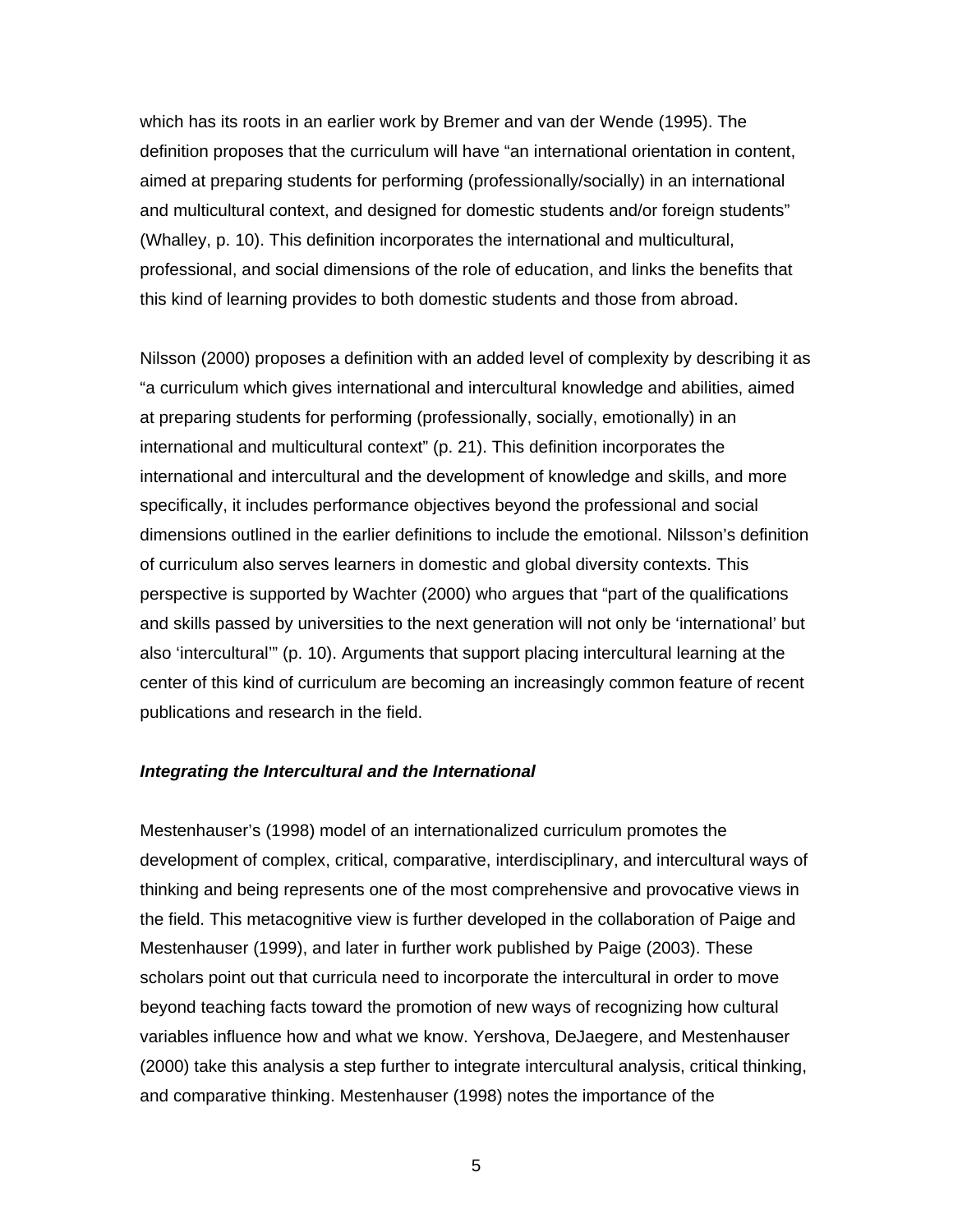which has its roots in an earlier work by Bremer and van der Wende (1995). The definition proposes that the curriculum will have “an international orientation in content, aimed at preparing students for performing (professionally/socially) in an international and multicultural context, and designed for domestic students and/or foreign students” (Whalley, p. 10). This definition incorporates the international and multicultural, professional, and social dimensions of the role of education, and links the benefits that this kind of learning provides to both domestic students and those from abroad.

Nilsson (2000) proposes a definition with an added level of complexity by describing it as “a curriculum which gives international and intercultural knowledge and abilities, aimed at preparing students for performing (professionally, socially, emotionally) in an international and multicultural context” (p. 21). This definition incorporates the international and intercultural and the development of knowledge and skills, and more specifically, it includes performance objectives beyond the professional and social dimensions outlined in the earlier definitions to include the emotional. Nilsson’s definition of curriculum also serves learners in domestic and global diversity contexts. This perspective is supported by Wachter (2000) who argues that “part of the qualifications and skills passed by universities to the next generation will not only be ‘international’ but also ‘intercultural’” (p. 10). Arguments that support placing intercultural learning at the center of this kind of curriculum are becoming an increasingly common feature of recent publications and research in the field.

### *Integrating the Intercultural and the International*

Mestenhauser’s (1998) model of an internationalized curriculum promotes the development of complex, critical, comparative, interdisciplinary, and intercultural ways of thinking and being represents one of the most comprehensive and provocative views in the field. This metacognitive view is further developed in the collaboration of Paige and Mestenhauser (1999), and later in further work published by Paige (2003). These scholars point out that curricula need to incorporate the intercultural in order to move beyond teaching facts toward the promotion of new ways of recognizing how cultural variables influence how and what we know. Yershova, DeJaegere, and Mestenhauser (2000) take this analysis a step further to integrate intercultural analysis, critical thinking, and comparative thinking. Mestenhauser (1998) notes the importance of the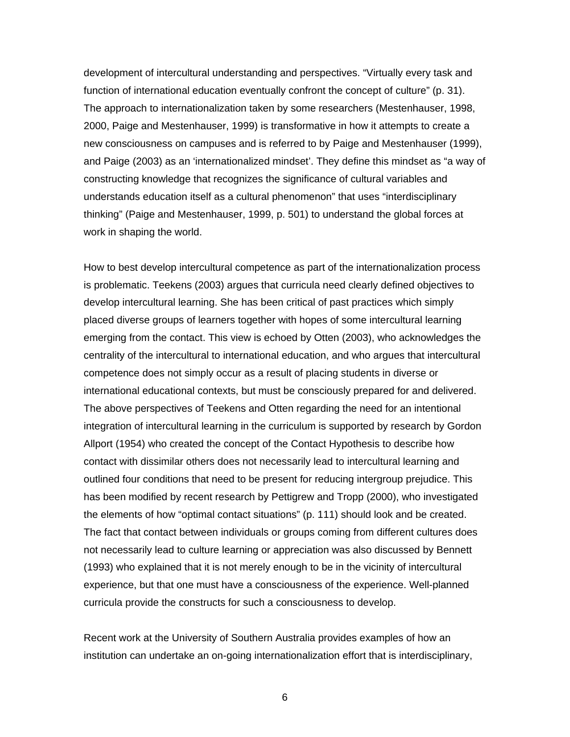development of intercultural understanding and perspectives. “Virtually every task and function of international education eventually confront the concept of culture” (p. 31). The approach to internationalization taken by some researchers (Mestenhauser, 1998, 2000, Paige and Mestenhauser, 1999) is transformative in how it attempts to create a new consciousness on campuses and is referred to by Paige and Mestenhauser (1999), and Paige (2003) as an ‘internationalized mindset’. They define this mindset as “a way of constructing knowledge that recognizes the significance of cultural variables and understands education itself as a cultural phenomenon” that uses “interdisciplinary thinking” (Paige and Mestenhauser, 1999, p. 501) to understand the global forces at work in shaping the world.

How to best develop intercultural competence as part of the internationalization process is problematic. Teekens (2003) argues that curricula need clearly defined objectives to develop intercultural learning. She has been critical of past practices which simply placed diverse groups of learners together with hopes of some intercultural learning emerging from the contact. This view is echoed by Otten (2003), who acknowledges the centrality of the intercultural to international education, and who argues that intercultural competence does not simply occur as a result of placing students in diverse or international educational contexts, but must be consciously prepared for and delivered. The above perspectives of Teekens and Otten regarding the need for an intentional integration of intercultural learning in the curriculum is supported by research by Gordon Allport (1954) who created the concept of the Contact Hypothesis to describe how contact with dissimilar others does not necessarily lead to intercultural learning and outlined four conditions that need to be present for reducing intergroup prejudice. This has been modified by recent research by Pettigrew and Tropp (2000), who investigated the elements of how “optimal contact situations” (p. 111) should look and be created. The fact that contact between individuals or groups coming from different cultures does not necessarily lead to culture learning or appreciation was also discussed by Bennett (1993) who explained that it is not merely enough to be in the vicinity of intercultural experience, but that one must have a consciousness of the experience. Well-planned curricula provide the constructs for such a consciousness to develop.

Recent work at the University of Southern Australia provides examples of how an institution can undertake an on-going internationalization effort that is interdisciplinary,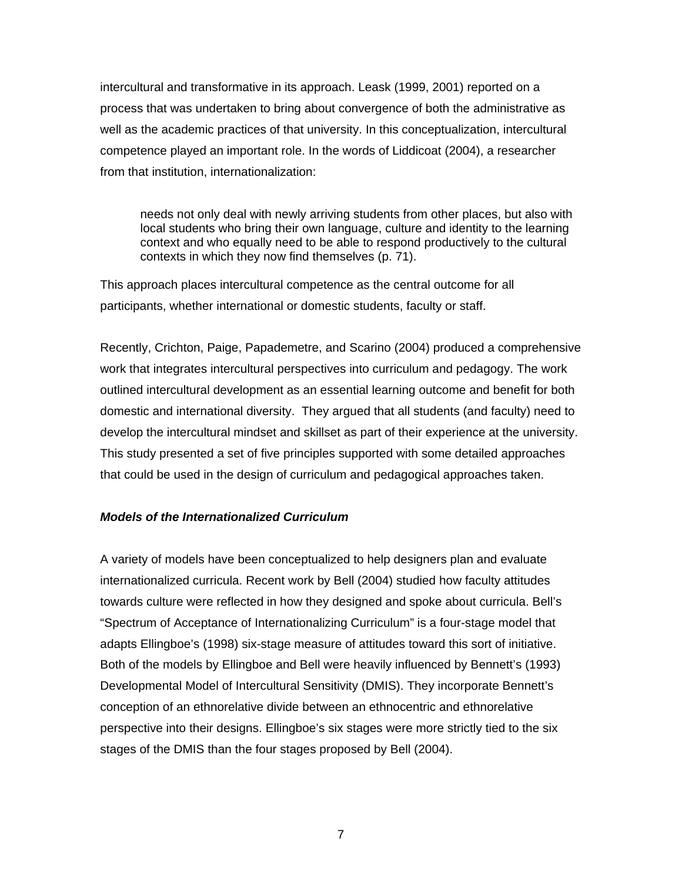intercultural and transformative in its approach. Leask (1999, 2001) reported on a process that was undertaken to bring about convergence of both the administrative as well as the academic practices of that university. In this conceptualization, intercultural competence played an important role. In the words of Liddicoat (2004), a researcher from that institution, internationalization:

> needs not only deal with newly arriving students from other places, but also with local students who bring their own language, culture and identity to the learning context and who equally need to be able to respond productively to the cultural contexts in which they now find themselves (p. 71).

This approach places intercultural competence as the central outcome for all participants, whether international or domestic students, faculty or staff.

Recently, Crichton, Paige, Papademetre, and Scarino (2004) produced a comprehensive work that integrates intercultural perspectives into curriculum and pedagogy. The work outlined intercultural development as an essential learning outcome and benefit for both domestic and international diversity. They argued that all students (and faculty) need to develop the intercultural mindset and skillset as part of their experience at the university. This study presented a set of five principles supported with some detailed approaches that could be used in the design of curriculum and pedagogical approaches taken.

### ***Models of the Internationalized Curriculum***

A variety of models have been conceptualized to help designers plan and evaluate internationalized curricula. Recent work by Bell (2004) studied how faculty attitudes towards culture were reflected in how they designed and spoke about curricula. Bell's "Spectrum of Acceptance of Internationalizing Curriculum" is a four-stage model that adapts Ellingboe's (1998) six-stage measure of attitudes toward this sort of initiative. Both of the models by Ellingboe and Bell were heavily influenced by Bennett's (1993) Developmental Model of Intercultural Sensitivity (DMIS). They incorporate Bennett's conception of an ethnorelative divide between an ethnocentric and ethnorelative perspective into their designs. Ellingboe's six stages were more strictly tied to the six stages of the DMIS than the four stages proposed by Bell (2004).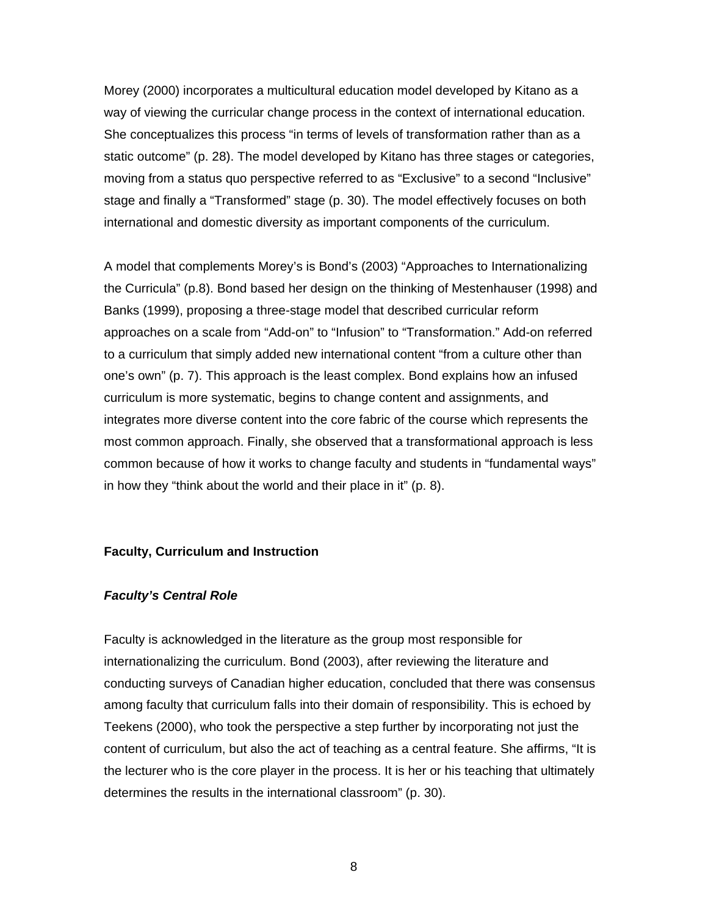Morey (2000) incorporates a multicultural education model developed by Kitano as a way of viewing the curricular change process in the context of international education. She conceptualizes this process "in terms of levels of transformation rather than as a static outcome" (p. 28). The model developed by Kitano has three stages or categories, moving from a status quo perspective referred to as "Exclusive" to a second "Inclusive" stage and finally a "Transformed" stage (p. 30). The model effectively focuses on both international and domestic diversity as important components of the curriculum.

A model that complements Morey's is Bond's (2003) "Approaches to Internationalizing the Curricula" (p.8). Bond based her design on the thinking of Mestenhauser (1998) and Banks (1999), proposing a three-stage model that described curricular reform approaches on a scale from "Add-on" to "Infusion" to "Transformation." Add-on referred to a curriculum that simply added new international content "from a culture other than one's own" (p. 7). This approach is the least complex. Bond explains how an infused curriculum is more systematic, begins to change content and assignments, and integrates more diverse content into the core fabric of the course which represents the most common approach. Finally, she observed that a transformational approach is less common because of how it works to change faculty and students in "fundamental ways" in how they "think about the world and their place in it" (p. 8).

## Faculty, Curriculum and Instruction

### *Faculty's Central Role*

Faculty is acknowledged in the literature as the group most responsible for internationalizing the curriculum. Bond (2003), after reviewing the literature and conducting surveys of Canadian higher education, concluded that there was consensus among faculty that curriculum falls into their domain of responsibility. This is echoed by Teekens (2000), who took the perspective a step further by incorporating not just the content of curriculum, but also the act of teaching as a central feature. She affirms, "It is the lecturer who is the core player in the process. It is her or his teaching that ultimately determines the results in the international classroom" (p. 30).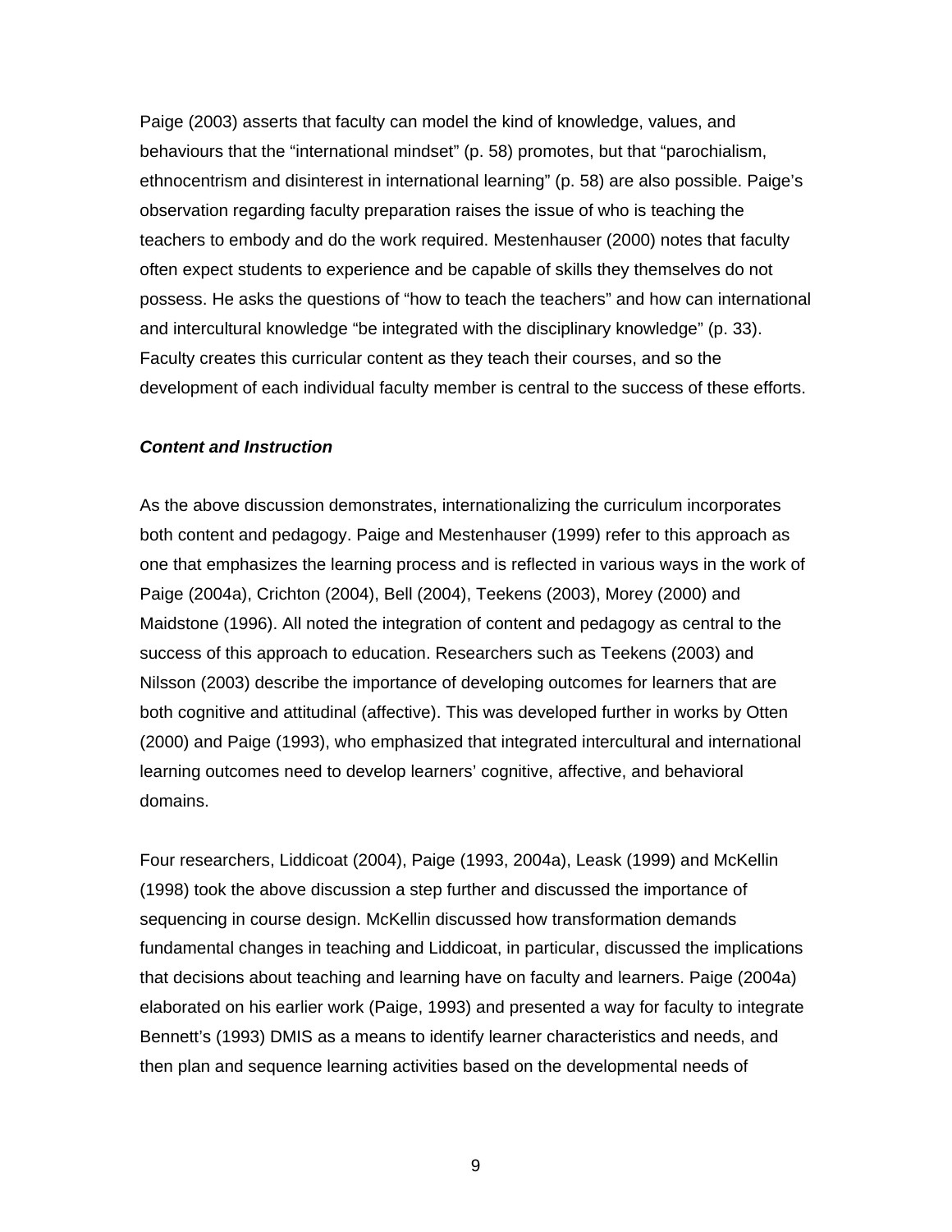Paige (2003) asserts that faculty can model the kind of knowledge, values, and behaviours that the “international mindset” (p. 58) promotes, but that “parochialism, ethnocentrism and disinterest in international learning” (p. 58) are also possible. Paige’s observation regarding faculty preparation raises the issue of who is teaching the teachers to embody and do the work required. Mestenhauser (2000) notes that faculty often expect students to experience and be capable of skills they themselves do not possess. He asks the questions of “how to teach the teachers” and how can international and intercultural knowledge “be integrated with the disciplinary knowledge” (p. 33). Faculty creates this curricular content as they teach their courses, and so the development of each individual faculty member is central to the success of these efforts.

### ***Content and Instruction***

As the above discussion demonstrates, internationalizing the curriculum incorporates both content and pedagogy. Paige and Mestenhauser (1999) refer to this approach as one that emphasizes the learning process and is reflected in various ways in the work of Paige (2004a), Crichton (2004), Bell (2004), Teekens (2003), Morey (2000) and Maidstone (1996). All noted the integration of content and pedagogy as central to the success of this approach to education. Researchers such as Teekens (2003) and Nilsson (2003) describe the importance of developing outcomes for learners that are both cognitive and attitudinal (affective). This was developed further in works by Otten (2000) and Paige (1993), who emphasized that integrated intercultural and international learning outcomes need to develop learners’ cognitive, affective, and behavioral domains.

Four researchers, Liddicoat (2004), Paige (1993, 2004a), Leask (1999) and McKellin (1998) took the above discussion a step further and discussed the importance of sequencing in course design. McKellin discussed how transformation demands fundamental changes in teaching and Liddicoat, in particular, discussed the implications that decisions about teaching and learning have on faculty and learners. Paige (2004a) elaborated on his earlier work (Paige, 1993) and presented a way for faculty to integrate Bennett’s (1993) DMIS as a means to identify learner characteristics and needs, and then plan and sequence learning activities based on the developmental needs of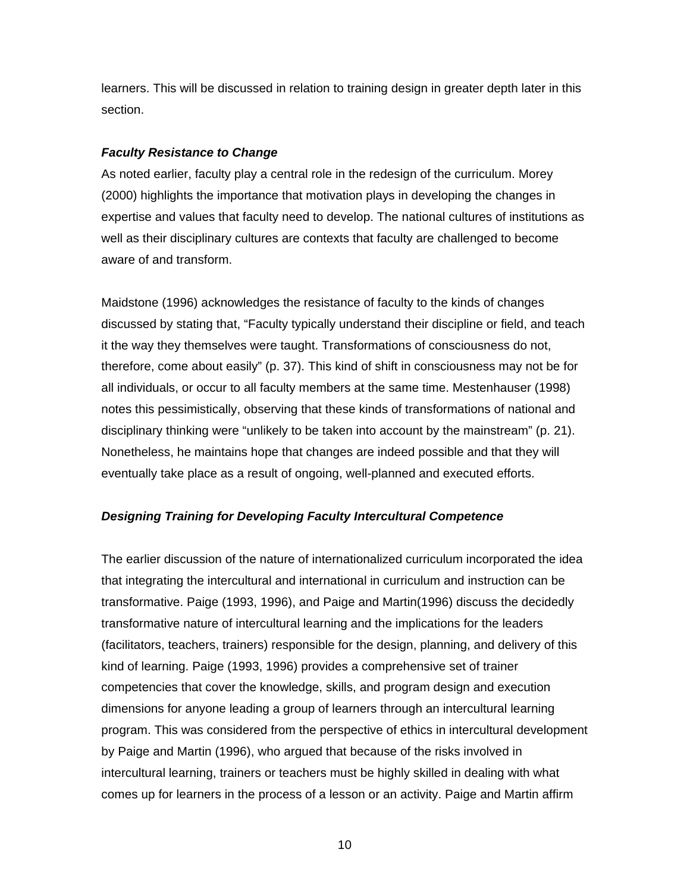learners. This will be discussed in relation to training design in greater depth later in this section.

### *Faculty Resistance to Change*

As noted earlier, faculty play a central role in the redesign of the curriculum. Morey (2000) highlights the importance that motivation plays in developing the changes in expertise and values that faculty need to develop. The national cultures of institutions as well as their disciplinary cultures are contexts that faculty are challenged to become aware of and transform.

Maidstone (1996) acknowledges the resistance of faculty to the kinds of changes discussed by stating that, "Faculty typically understand their discipline or field, and teach it the way they themselves were taught. Transformations of consciousness do not, therefore, come about easily" (p. 37). This kind of shift in consciousness may not be for all individuals, or occur to all faculty members at the same time. Mestenhauser (1998) notes this pessimistically, observing that these kinds of transformations of national and disciplinary thinking were "unlikely to be taken into account by the mainstream" (p. 21). Nonetheless, he maintains hope that changes are indeed possible and that they will eventually take place as a result of ongoing, well-planned and executed efforts.

### *Designing Training for Developing Faculty Intercultural Competence*

The earlier discussion of the nature of internationalized curriculum incorporated the idea that integrating the intercultural and international in curriculum and instruction can be transformative. Paige (1993, 1996), and Paige and Martin(1996) discuss the decidedly transformative nature of intercultural learning and the implications for the leaders (facilitators, teachers, trainers) responsible for the design, planning, and delivery of this kind of learning. Paige (1993, 1996) provides a comprehensive set of trainer competencies that cover the knowledge, skills, and program design and execution dimensions for anyone leading a group of learners through an intercultural learning program. This was considered from the perspective of ethics in intercultural development by Paige and Martin (1996), who argued that because of the risks involved in intercultural learning, trainers or teachers must be highly skilled in dealing with what comes up for learners in the process of a lesson or an activity. Paige and Martin affirm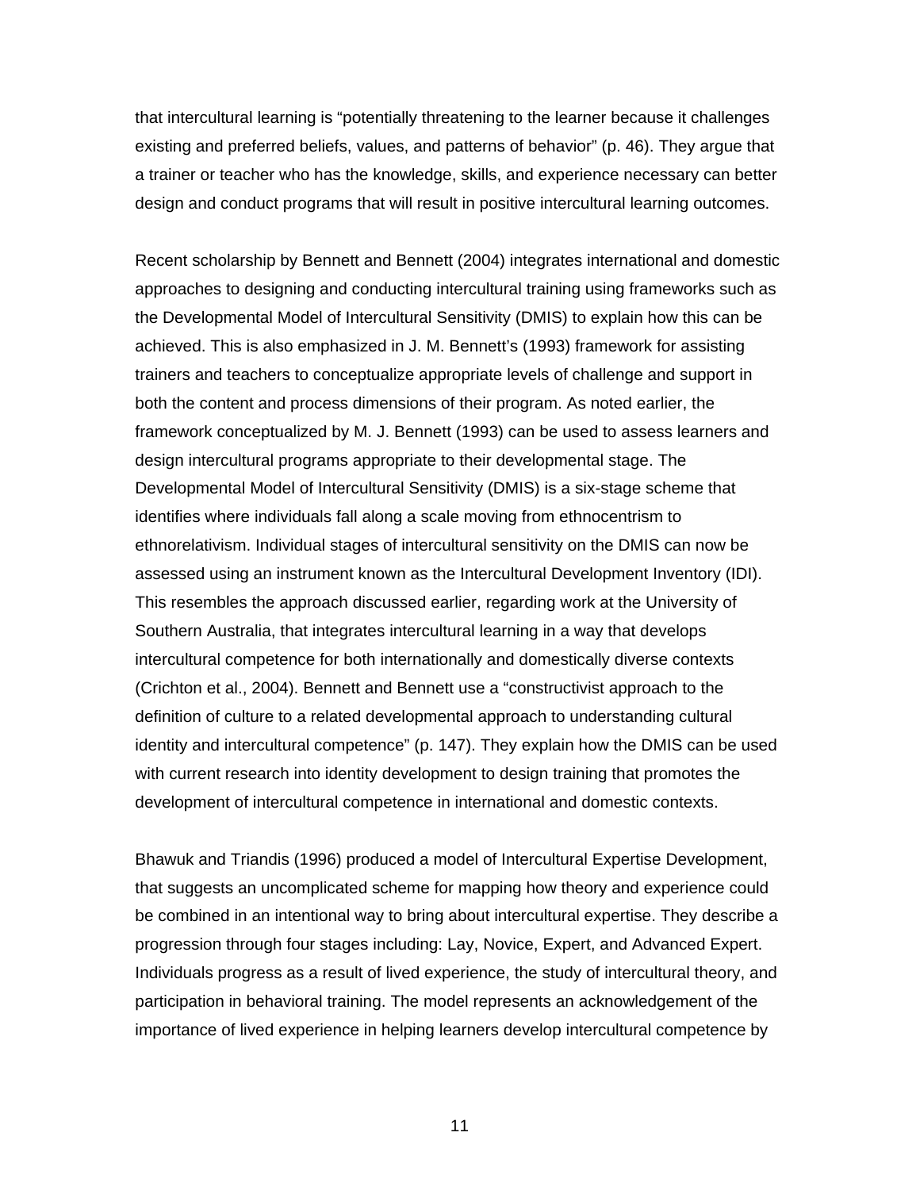that intercultural learning is “potentially threatening to the learner because it challenges existing and preferred beliefs, values, and patterns of behavior” (p. 46). They argue that a trainer or teacher who has the knowledge, skills, and experience necessary can better design and conduct programs that will result in positive intercultural learning outcomes.

Recent scholarship by Bennett and Bennett (2004) integrates international and domestic approaches to designing and conducting intercultural training using frameworks such as the Developmental Model of Intercultural Sensitivity (DMIS) to explain how this can be achieved. This is also emphasized in J. M. Bennett’s (1993) framework for assisting trainers and teachers to conceptualize appropriate levels of challenge and support in both the content and process dimensions of their program. As noted earlier, the framework conceptualized by M. J. Bennett (1993) can be used to assess learners and design intercultural programs appropriate to their developmental stage. The Developmental Model of Intercultural Sensitivity (DMIS) is a six-stage scheme that identifies where individuals fall along a scale moving from ethnocentrism to ethnorelativism. Individual stages of intercultural sensitivity on the DMIS can now be assessed using an instrument known as the Intercultural Development Inventory (IDI). This resembles the approach discussed earlier, regarding work at the University of Southern Australia, that integrates intercultural learning in a way that develops intercultural competence for both internationally and domestically diverse contexts (Crichton et al., 2004). Bennett and Bennett use a “constructivist approach to the definition of culture to a related developmental approach to understanding cultural identity and intercultural competence” (p. 147). They explain how the DMIS can be used with current research into identity development to design training that promotes the development of intercultural competence in international and domestic contexts.

Bhawuk and Triandis (1996) produced a model of Intercultural Expertise Development, that suggests an uncomplicated scheme for mapping how theory and experience could be combined in an intentional way to bring about intercultural expertise. They describe a progression through four stages including: Lay, Novice, Expert, and Advanced Expert. Individuals progress as a result of lived experience, the study of intercultural theory, and participation in behavioral training. The model represents an acknowledgement of the importance of lived experience in helping learners develop intercultural competence by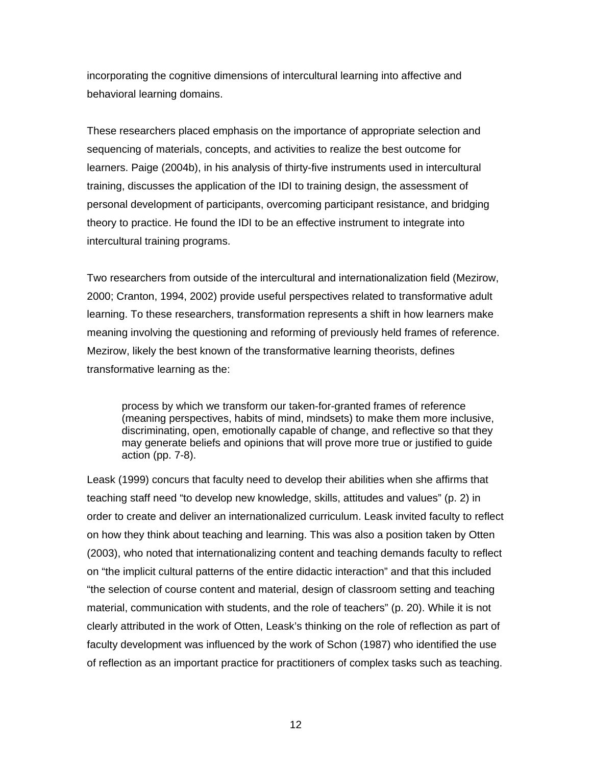incorporating the cognitive dimensions of intercultural learning into affective and behavioral learning domains.

These researchers placed emphasis on the importance of appropriate selection and sequencing of materials, concepts, and activities to realize the best outcome for learners. Paige (2004b), in his analysis of thirty-five instruments used in intercultural training, discusses the application of the IDI to training design, the assessment of personal development of participants, overcoming participant resistance, and bridging theory to practice. He found the IDI to be an effective instrument to integrate into intercultural training programs.

Two researchers from outside of the intercultural and internationalization field (Mezirow, 2000; Cranton, 1994, 2002) provide useful perspectives related to transformative adult learning. To these researchers, transformation represents a shift in how learners make meaning involving the questioning and reforming of previously held frames of reference. Mezirow, likely the best known of the transformative learning theorists, defines transformative learning as the:

> process by which we transform our taken-for-granted frames of reference (meaning perspectives, habits of mind, mindsets) to make them more inclusive, discriminating, open, emotionally capable of change, and reflective so that they may generate beliefs and opinions that will prove more true or justified to guide action (pp. 7-8).

Leask (1999) concurs that faculty need to develop their abilities when she affirms that teaching staff need "to develop new knowledge, skills, attitudes and values" (p. 2) in order to create and deliver an internationalized curriculum. Leask invited faculty to reflect on how they think about teaching and learning. This was also a position taken by Otten (2003), who noted that internationalizing content and teaching demands faculty to reflect on "the implicit cultural patterns of the entire didactic interaction" and that this included "the selection of course content and material, design of classroom setting and teaching material, communication with students, and the role of teachers" (p. 20). While it is not clearly attributed in the work of Otten, Leask's thinking on the role of reflection as part of faculty development was influenced by the work of Schon (1987) who identified the use of reflection as an important practice for practitioners of complex tasks such as teaching.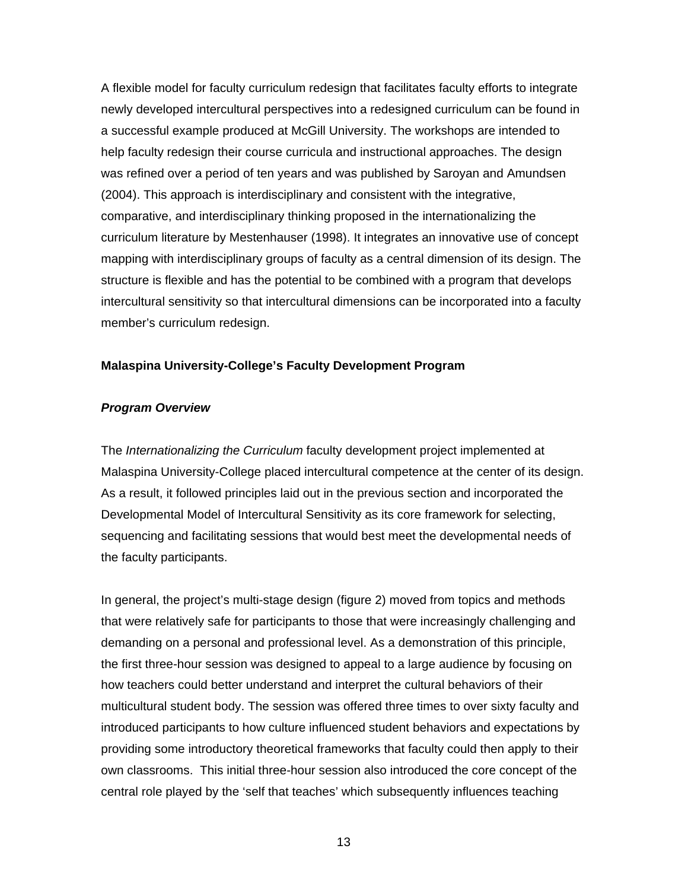A flexible model for faculty curriculum redesign that facilitates faculty efforts to integrate newly developed intercultural perspectives into a redesigned curriculum can be found in a successful example produced at McGill University. The workshops are intended to help faculty redesign their course curricula and instructional approaches. The design was refined over a period of ten years and was published by Saroyan and Amundsen (2004). This approach is interdisciplinary and consistent with the integrative, comparative, and interdisciplinary thinking proposed in the internationalizing the curriculum literature by Mestenhauser (1998). It integrates an innovative use of concept mapping with interdisciplinary groups of faculty as a central dimension of its design. The structure is flexible and has the potential to be combined with a program that develops intercultural sensitivity so that intercultural dimensions can be incorporated into a faculty member's curriculum redesign.

**Malaspina University-College's Faculty Development Program**

***Program Overview***

The *Internationalizing the Curriculum* faculty development project implemented at Malaspina University-College placed intercultural competence at the center of its design. As a result, it followed principles laid out in the previous section and incorporated the Developmental Model of Intercultural Sensitivity as its core framework for selecting, sequencing and facilitating sessions that would best meet the developmental needs of the faculty participants.

In general, the project's multi-stage design (figure 2) moved from topics and methods that were relatively safe for participants to those that were increasingly challenging and demanding on a personal and professional level. As a demonstration of this principle, the first three-hour session was designed to appeal to a large audience by focusing on how teachers could better understand and interpret the cultural behaviors of their multicultural student body. The session was offered three times to over sixty faculty and introduced participants to how culture influenced student behaviors and expectations by providing some introductory theoretical frameworks that faculty could then apply to their own classrooms. This initial three-hour session also introduced the core concept of the central role played by the 'self that teaches' which subsequently influences teaching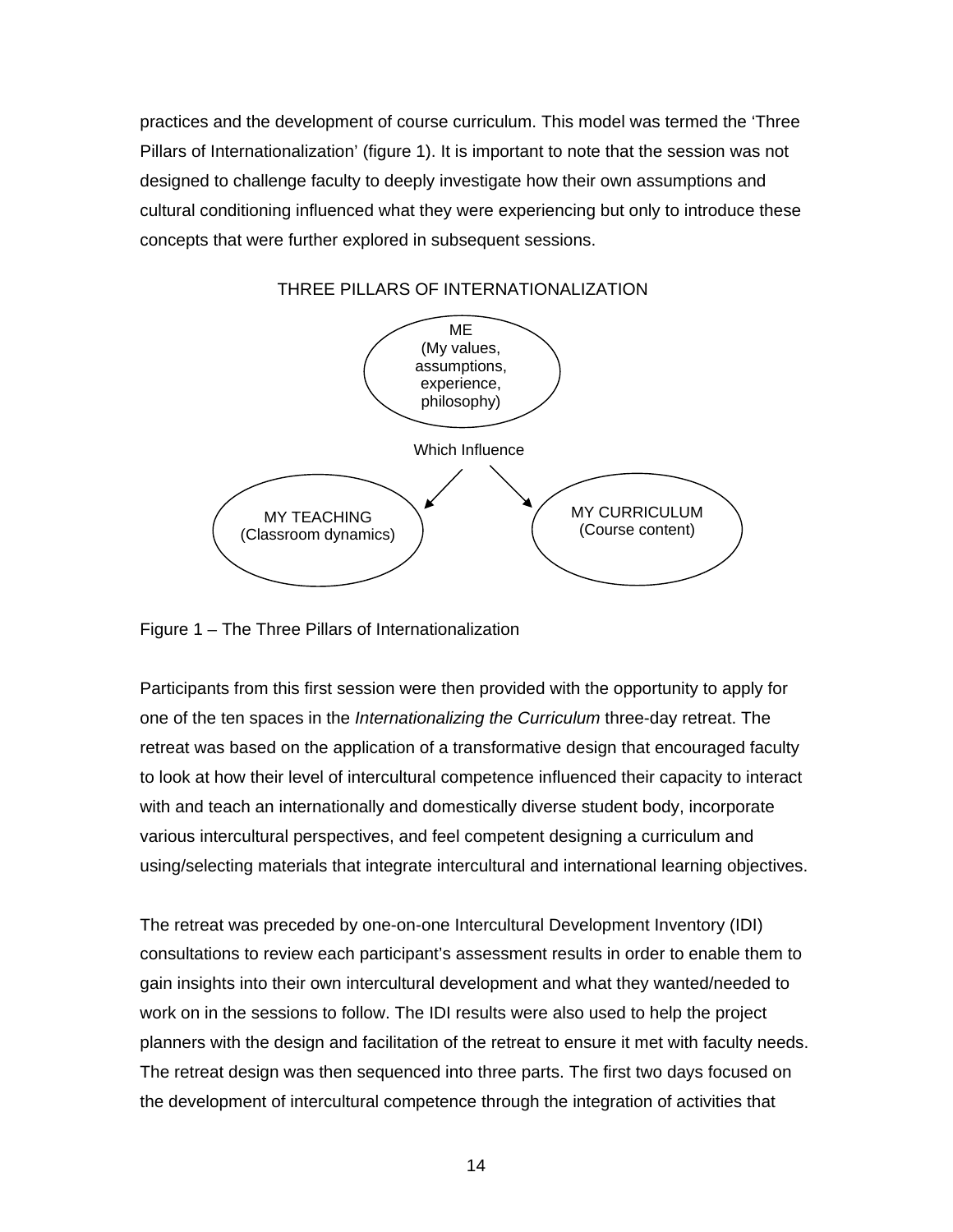practices and the development of course curriculum. This model was termed the 'Three Pillars of Internationalization' (figure 1). It is important to note that the session was not designed to challenge faculty to deeply investigate how their own assumptions and cultural conditioning influenced what they were experiencing but only to introduce these concepts that were further explored in subsequent sessions.

THREE PILLARS OF INTERNATIONALIZATION

ME
(My values, assumptions, experience, philosophy)

Which Influence

MY TEACHING
(Classroom dynamics)

MY CURRICULUM
(Course content)

Figure 1 – The Three Pillars of Internationalization

Participants from this first session were then provided with the opportunity to apply for one of the ten spaces in the *Internationalizing the Curriculum* three-day retreat. The retreat was based on the application of a transformative design that encouraged faculty to look at how their level of intercultural competence influenced their capacity to interact with and teach an internationally and domestically diverse student body, incorporate various intercultural perspectives, and feel competent designing a curriculum and using/selecting materials that integrate intercultural and international learning objectives.

The retreat was preceded by one-on-one Intercultural Development Inventory (IDI) consultations to review each participant's assessment results in order to enable them to gain insights into their own intercultural development and what they wanted/needed to work on in the sessions to follow. The IDI results were also used to help the project planners with the design and facilitation of the retreat to ensure it met with faculty needs. The retreat design was then sequenced into three parts. The first two days focused on the development of intercultural competence through the integration of activities that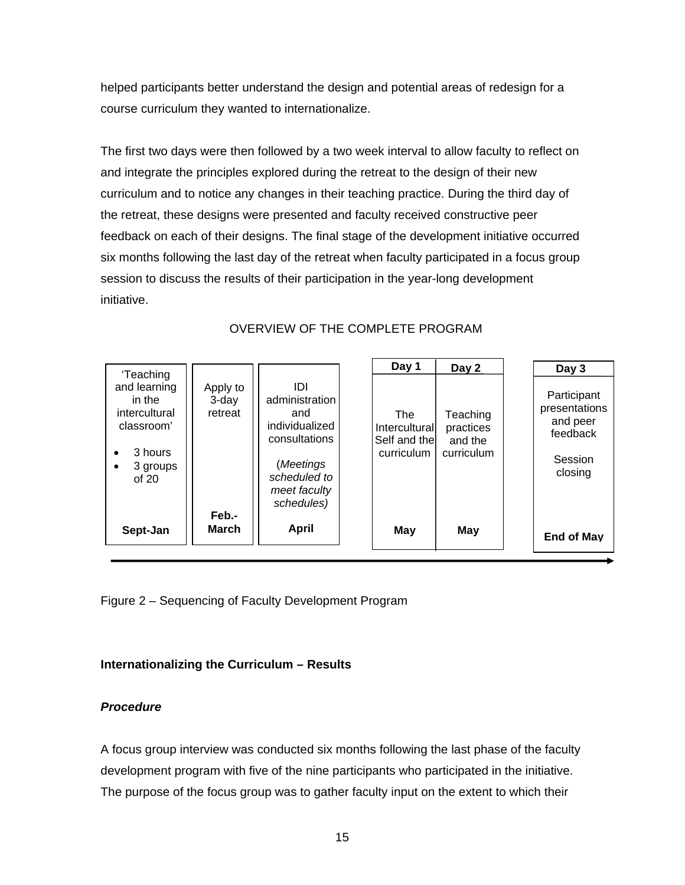helped participants better understand the design and potential areas of redesign for a course curriculum they wanted to internationalize.

The first two days were then followed by a two week interval to allow faculty to reflect on and integrate the principles explored during the retreat to the design of their new curriculum and to notice any changes in their teaching practice. During the third day of the retreat, these designs were presented and faculty received constructive peer feedback on each of their designs. The final stage of the development initiative occurred six months following the last day of the retreat when faculty participated in a focus group session to discuss the results of their participation in the year-long development initiative.

OVERVIEW OF THE COMPLETE PROGRAM

| | | | Day 1 | Day 2 | Day 3 |
|---|---|---|---|---|---|
| 'Teaching and learning in the intercultural classroom' <br>• 3 hours <br>• 3 groups of 20 | Apply to 3-day retreat | IDI administration and individualized consultations <br>(*Meetings scheduled to meet faculty schedules)* | The Intercultural Self and the curriculum | Teaching practices and the curriculum | Participant presentations and peer feedback <br>Session closing |
| **Sept-Jan** | **Feb.-March** | **April** | **May** | **May** | **End of May** |

Figure 2 – Sequencing of Faculty Development Program

**Internationalizing the Curriculum – Results**

***Procedure***

A focus group interview was conducted six months following the last phase of the faculty development program with five of the nine participants who participated in the initiative. The purpose of the focus group was to gather faculty input on the extent to which their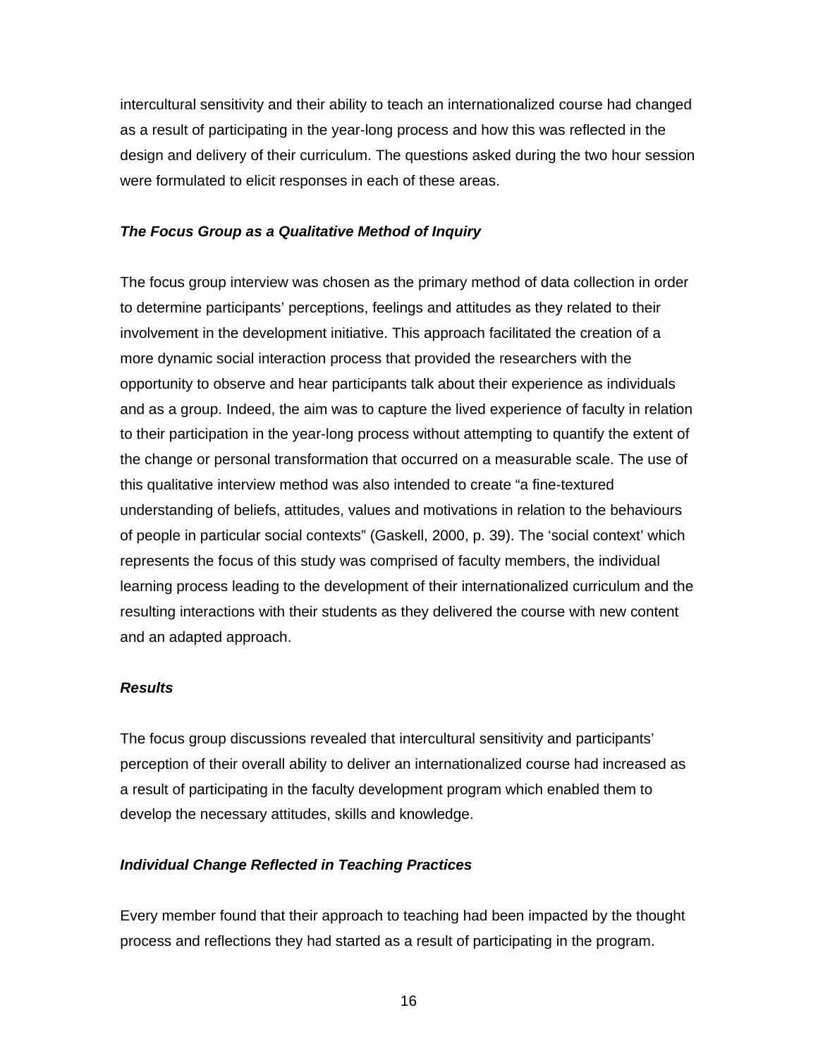intercultural sensitivity and their ability to teach an internationalized course had changed as a result of participating in the year-long process and how this was reflected in the design and delivery of their curriculum. The questions asked during the two hour session were formulated to elicit responses in each of these areas.

### ***The Focus Group as a Qualitative Method of Inquiry***

The focus group interview was chosen as the primary method of data collection in order to determine participants' perceptions, feelings and attitudes as they related to their involvement in the development initiative. This approach facilitated the creation of a more dynamic social interaction process that provided the researchers with the opportunity to observe and hear participants talk about their experience as individuals and as a group. Indeed, the aim was to capture the lived experience of faculty in relation to their participation in the year-long process without attempting to quantify the extent of the change or personal transformation that occurred on a measurable scale. The use of this qualitative interview method was also intended to create "a fine-textured understanding of beliefs, attitudes, values and motivations in relation to the behaviours of people in particular social contexts" (Gaskell, 2000, p. 39). The 'social context' which represents the focus of this study was comprised of faculty members, the individual learning process leading to the development of their internationalized curriculum and the resulting interactions with their students as they delivered the course with new content and an adapted approach.

### ***Results***

The focus group discussions revealed that intercultural sensitivity and participants' perception of their overall ability to deliver an internationalized course had increased as a result of participating in the faculty development program which enabled them to develop the necessary attitudes, skills and knowledge.

### ***Individual Change Reflected in Teaching Practices***

Every member found that their approach to teaching had been impacted by the thought process and reflections they had started as a result of participating in the program.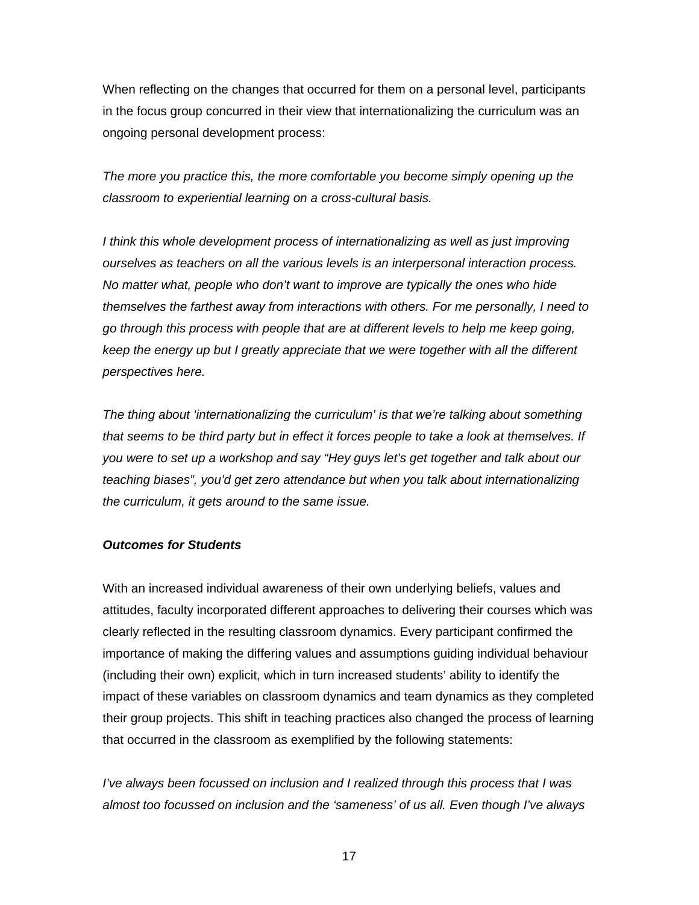When reflecting on the changes that occurred for them on a personal level, participants in the focus group concurred in their view that internationalizing the curriculum was an ongoing personal development process:

*The more you practice this, the more comfortable you become simply opening up the classroom to experiential learning on a cross-cultural basis.*

*I think this whole development process of internationalizing as well as just improving ourselves as teachers on all the various levels is an interpersonal interaction process. No matter what, people who don't want to improve are typically the ones who hide themselves the farthest away from interactions with others. For me personally, I need to go through this process with people that are at different levels to help me keep going, keep the energy up but I greatly appreciate that we were together with all the different perspectives here.*

*The thing about 'internationalizing the curriculum' is that we're talking about something that seems to be third party but in effect it forces people to take a look at themselves. If you were to set up a workshop and say "Hey guys let's get together and talk about our teaching biases", you'd get zero attendance but when you talk about internationalizing the curriculum, it gets around to the same issue.*

***Outcomes for Students***

With an increased individual awareness of their own underlying beliefs, values and attitudes, faculty incorporated different approaches to delivering their courses which was clearly reflected in the resulting classroom dynamics. Every participant confirmed the importance of making the differing values and assumptions guiding individual behaviour (including their own) explicit, which in turn increased students' ability to identify the impact of these variables on classroom dynamics and team dynamics as they completed their group projects. This shift in teaching practices also changed the process of learning that occurred in the classroom as exemplified by the following statements:

*I've always been focussed on inclusion and I realized through this process that I was almost too focussed on inclusion and the 'sameness' of us all. Even though I've always*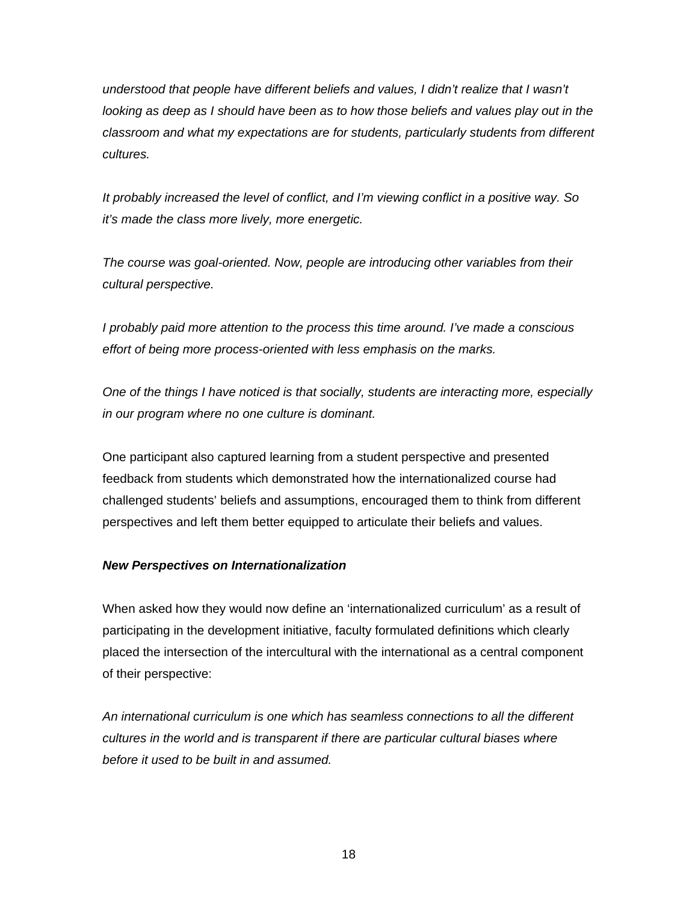*understood that people have different beliefs and values, I didn't realize that I wasn't looking as deep as I should have been as to how those beliefs and values play out in the classroom and what my expectations are for students, particularly students from different cultures.*

*It probably increased the level of conflict, and I'm viewing conflict in a positive way. So it's made the class more lively, more energetic.*

*The course was goal-oriented. Now, people are introducing other variables from their cultural perspective.*

*I probably paid more attention to the process this time around. I've made a conscious effort of being more process-oriented with less emphasis on the marks.*

*One of the things I have noticed is that socially, students are interacting more, especially in our program where no one culture is dominant.*

One participant also captured learning from a student perspective and presented feedback from students which demonstrated how the internationalized course had challenged students' beliefs and assumptions, encouraged them to think from different perspectives and left them better equipped to articulate their beliefs and values.

***New Perspectives on Internationalization***

When asked how they would now define an 'internationalized curriculum' as a result of participating in the development initiative, faculty formulated definitions which clearly placed the intersection of the intercultural with the international as a central component of their perspective:

*An international curriculum is one which has seamless connections to all the different cultures in the world and is transparent if there are particular cultural biases where before it used to be built in and assumed.*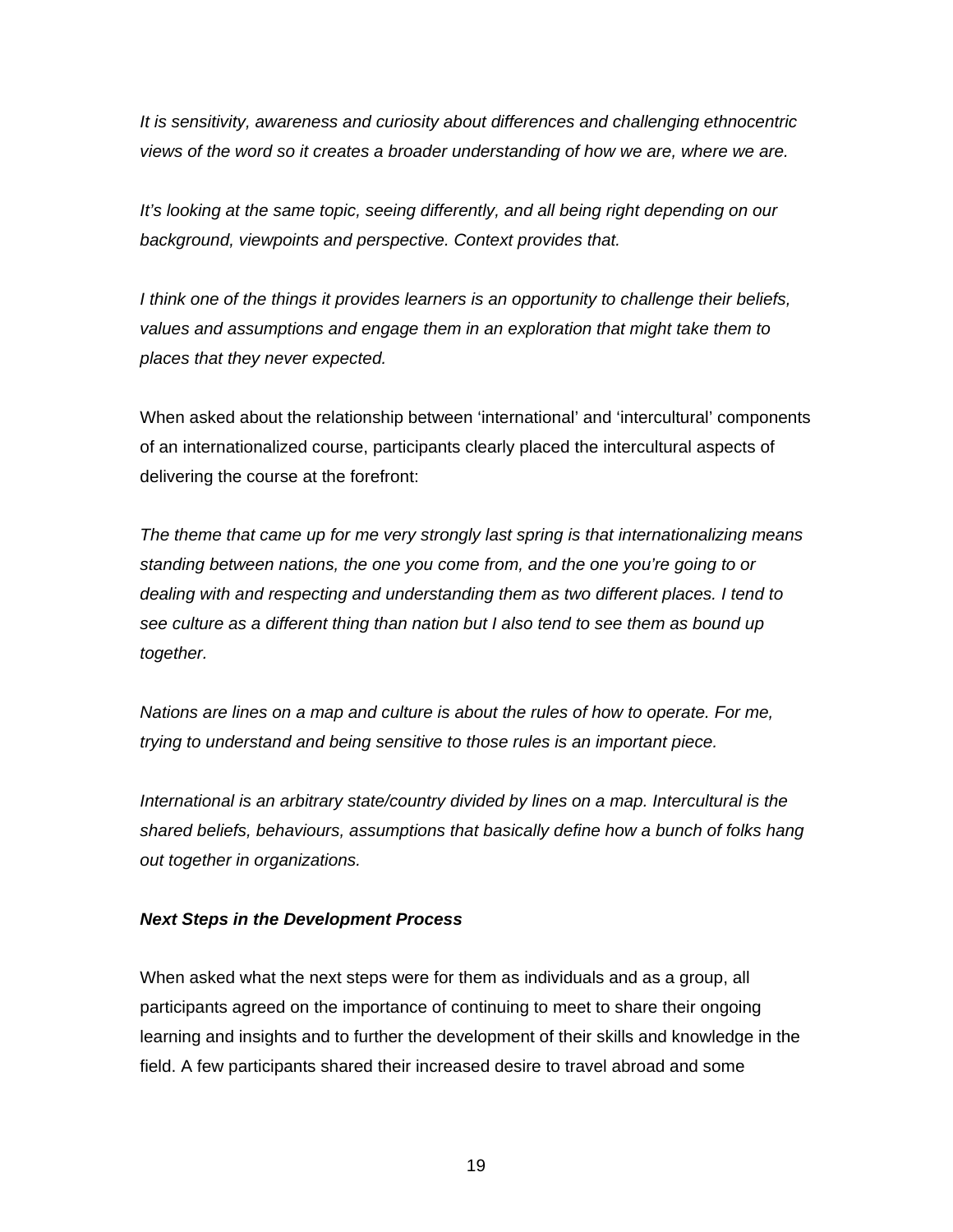*It is sensitivity, awareness and curiosity about differences and challenging ethnocentric views of the word so it creates a broader understanding of how we are, where we are.*

*It's looking at the same topic, seeing differently, and all being right depending on our background, viewpoints and perspective. Context provides that.*

*I think one of the things it provides learners is an opportunity to challenge their beliefs, values and assumptions and engage them in an exploration that might take them to places that they never expected.*

When asked about the relationship between 'international' and 'intercultural' components of an internationalized course, participants clearly placed the intercultural aspects of delivering the course at the forefront:

*The theme that came up for me very strongly last spring is that internationalizing means standing between nations, the one you come from, and the one you're going to or dealing with and respecting and understanding them as two different places. I tend to see culture as a different thing than nation but I also tend to see them as bound up together.*

*Nations are lines on a map and culture is about the rules of how to operate. For me, trying to understand and being sensitive to those rules is an important piece.*

*International is an arbitrary state/country divided by lines on a map. Intercultural is the shared beliefs, behaviours, assumptions that basically define how a bunch of folks hang out together in organizations.*

***Next Steps in the Development Process***

When asked what the next steps were for them as individuals and as a group, all participants agreed on the importance of continuing to meet to share their ongoing learning and insights and to further the development of their skills and knowledge in the field. A few participants shared their increased desire to travel abroad and some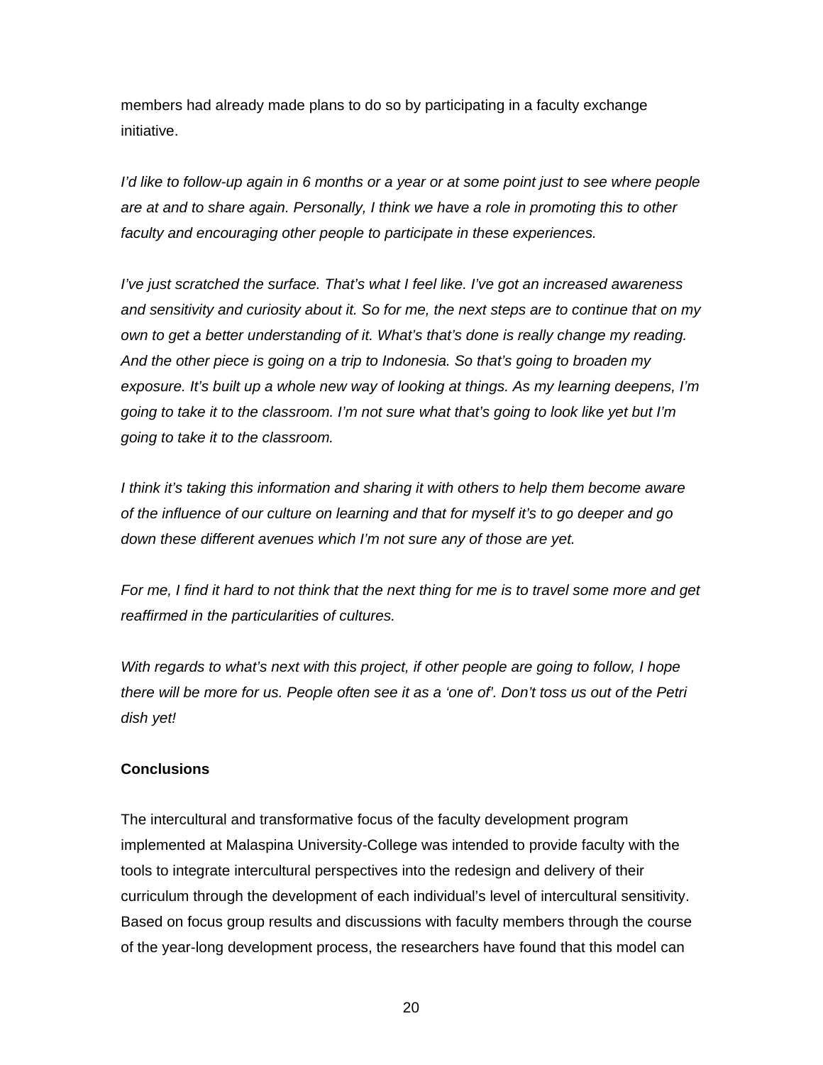members had already made plans to do so by participating in a faculty exchange initiative.

*I'd like to follow-up again in 6 months or a year or at some point just to see where people are at and to share again. Personally, I think we have a role in promoting this to other faculty and encouraging other people to participate in these experiences.*

*I've just scratched the surface. That's what I feel like. I've got an increased awareness and sensitivity and curiosity about it. So for me, the next steps are to continue that on my own to get a better understanding of it. What's that's done is really change my reading. And the other piece is going on a trip to Indonesia. So that's going to broaden my exposure. It's built up a whole new way of looking at things. As my learning deepens, I'm going to take it to the classroom. I'm not sure what that's going to look like yet but I'm going to take it to the classroom.*

*I think it's taking this information and sharing it with others to help them become aware of the influence of our culture on learning and that for myself it's to go deeper and go down these different avenues which I'm not sure any of those are yet.*

*For me, I find it hard to not think that the next thing for me is to travel some more and get reaffirmed in the particularities of cultures.*

*With regards to what's next with this project, if other people are going to follow, I hope there will be more for us. People often see it as a 'one of'. Don't toss us out of the Petri dish yet!*

**Conclusions**

The intercultural and transformative focus of the faculty development program implemented at Malaspina University-College was intended to provide faculty with the tools to integrate intercultural perspectives into the redesign and delivery of their curriculum through the development of each individual's level of intercultural sensitivity. Based on focus group results and discussions with faculty members through the course of the year-long development process, the researchers have found that this model can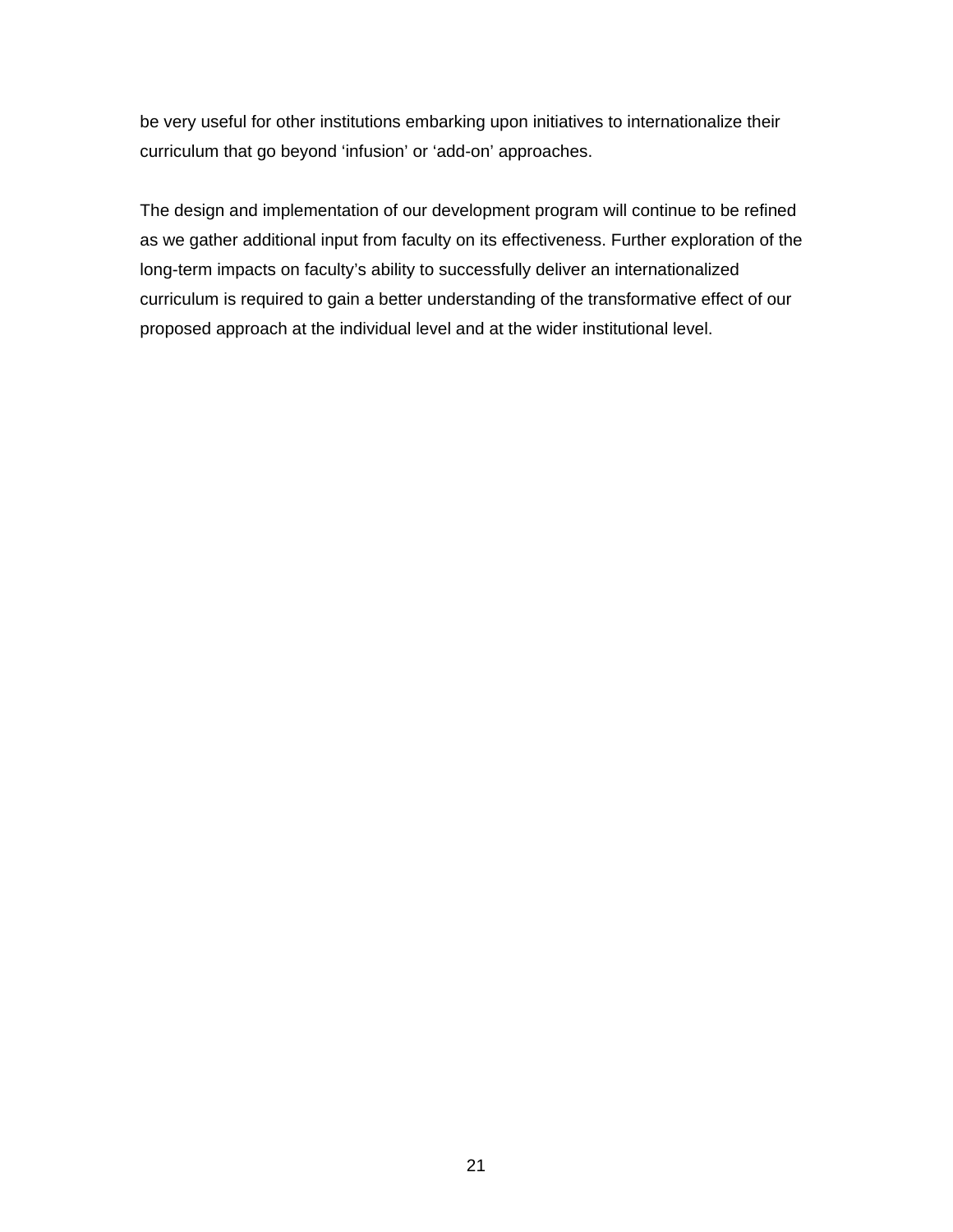be very useful for other institutions embarking upon initiatives to internationalize their curriculum that go beyond ‘infusion’ or ‘add-on’ approaches.

The design and implementation of our development program will continue to be refined as we gather additional input from faculty on its effectiveness. Further exploration of the long-term impacts on faculty’s ability to successfully deliver an internationalized curriculum is required to gain a better understanding of the transformative effect of our proposed approach at the individual level and at the wider institutional level.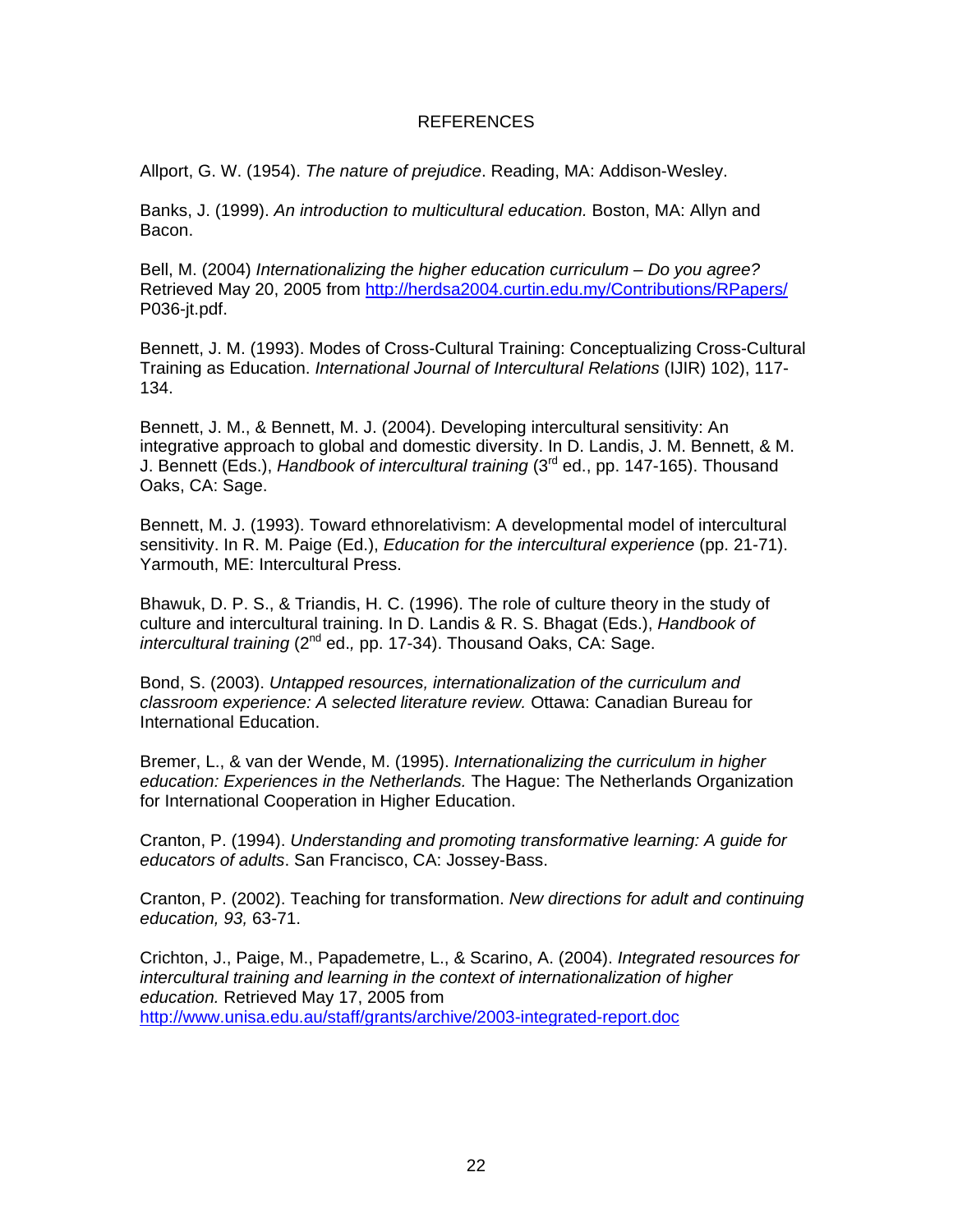# REFERENCES

Allport, G. W. (1954). *The nature of prejudice*. Reading, MA: Addison-Wesley.

Banks, J. (1999). *An introduction to multicultural education.* Boston, MA: Allyn and Bacon.

Bell, M. (2004) *Internationalizing the higher education curriculum – Do you agree?* Retrieved May 20, 2005 from http://herdsa2004.curtin.edu.my/Contributions/RPapers/P036-jt.pdf.

Bennett, J. M. (1993). Modes of Cross-Cultural Training: Conceptualizing Cross-Cultural Training as Education. *International Journal of Intercultural Relations* (IJIR) 102), 117-134.

Bennett, J. M., & Bennett, M. J. (2004). Developing intercultural sensitivity: An integrative approach to global and domestic diversity. In D. Landis, J. M. Bennett, & M. J. Bennett (Eds.), *Handbook of intercultural training* (3rd ed., pp. 147-165). Thousand Oaks, CA: Sage.

Bennett, M. J. (1993). Toward ethnorelativism: A developmental model of intercultural sensitivity. In R. M. Paige (Ed.), *Education for the intercultural experience* (pp. 21-71). Yarmouth, ME: Intercultural Press.

Bhawuk, D. P. S., & Triandis, H. C. (1996). The role of culture theory in the study of culture and intercultural training. In D. Landis & R. S. Bhagat (Eds.), *Handbook of intercultural training* (2nd ed.*,* pp. 17-34). Thousand Oaks, CA: Sage.

Bond, S. (2003). *Untapped resources, internationalization of the curriculum and classroom experience: A selected literature review.* Ottawa: Canadian Bureau for International Education.

Bremer, L., & van der Wende, M. (1995). *Internationalizing the curriculum in higher education: Experiences in the Netherlands.* The Hague: The Netherlands Organization for International Cooperation in Higher Education.

Cranton, P. (1994). *Understanding and promoting transformative learning: A guide for educators of adults*. San Francisco, CA: Jossey-Bass.

Cranton, P. (2002). Teaching for transformation. *New directions for adult and continuing education, 93,* 63-71.

Crichton, J., Paige, M., Papademetre, L., & Scarino, A. (2004). *Integrated resources for intercultural training and learning in the context of internationalization of higher education.* Retrieved May 17, 2005 from http://www.unisa.edu.au/staff/grants/archive/2003-integrated-report.doc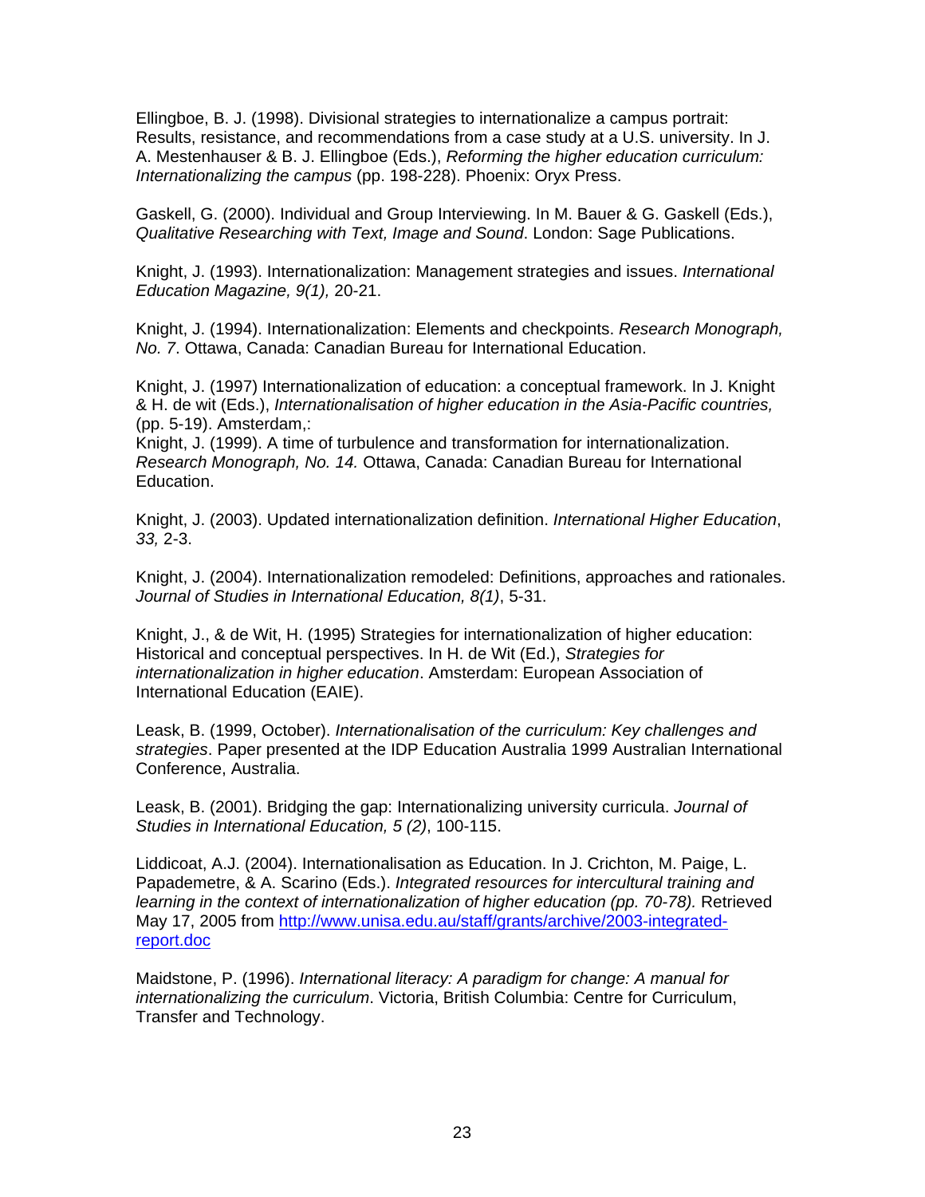Ellingboe, B. J. (1998). Divisional strategies to internationalize a campus portrait: Results, resistance, and recommendations from a case study at a U.S. university. In J. A. Mestenhauser & B. J. Ellingboe (Eds.), *Reforming the higher education curriculum: Internationalizing the campus* (pp. 198-228). Phoenix: Oryx Press.

Gaskell, G. (2000). Individual and Group Interviewing. In M. Bauer & G. Gaskell (Eds.), *Qualitative Researching with Text, Image and Sound*. London: Sage Publications.

Knight, J. (1993). Internationalization: Management strategies and issues. *International Education Magazine, 9(1),* 20-21.

Knight, J. (1994). Internationalization: Elements and checkpoints. *Research Monograph, No. 7*. Ottawa, Canada: Canadian Bureau for International Education.

Knight, J. (1997) Internationalization of education: a conceptual framework. In J. Knight & H. de wit (Eds.), *Internationalisation of higher education in the Asia-Pacific countries,* (pp. 5-19). Amsterdam,:
Knight, J. (1999). A time of turbulence and transformation for internationalization. *Research Monograph, No. 14.* Ottawa, Canada: Canadian Bureau for International Education.

Knight, J. (2003). Updated internationalization definition. *International Higher Education*, *33,* 2-3.

Knight, J. (2004). Internationalization remodeled: Definitions, approaches and rationales. *Journal of Studies in International Education, 8(1)*, 5-31.

Knight, J., & de Wit, H. (1995) Strategies for internationalization of higher education: Historical and conceptual perspectives. In H. de Wit (Ed.), *Strategies for internationalization in higher education*. Amsterdam: European Association of International Education (EAIE).

Leask, B. (1999, October). *Internationalisation of the curriculum: Key challenges and strategies*. Paper presented at the IDP Education Australia 1999 Australian International Conference, Australia.

Leask, B. (2001). Bridging the gap: Internationalizing university curricula. *Journal of Studies in International Education, 5 (2)*, 100-115.

Liddicoat, A.J. (2004). Internationalisation as Education. In J. Crichton, M. Paige, L. Papademetre, & A. Scarino (Eds.). *Integrated resources for intercultural training and learning in the context of internationalization of higher education (pp. 70-78).* Retrieved May 17, 2005 from http://www.unisa.edu.au/staff/grants/archive/2003-integrated-report.doc

Maidstone, P. (1996). *International literacy: A paradigm for change: A manual for internationalizing the curriculum*. Victoria, British Columbia: Centre for Curriculum, Transfer and Technology.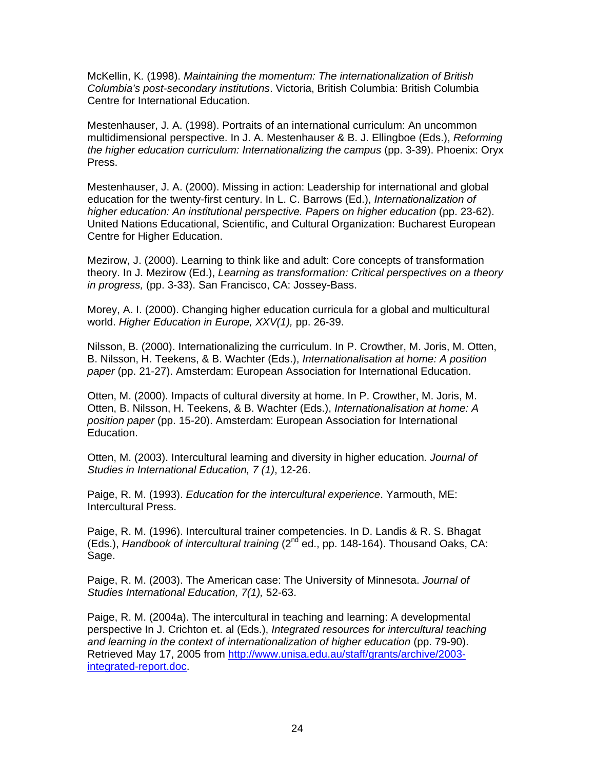McKellin, K. (1998). *Maintaining the momentum: The internationalization of British Columbia's post-secondary institutions*. Victoria, British Columbia: British Columbia Centre for International Education.

Mestenhauser, J. A. (1998). Portraits of an international curriculum: An uncommon multidimensional perspective. In J. A. Mestenhauser & B. J. Ellingboe (Eds.), *Reforming the higher education curriculum: Internationalizing the campus* (pp. 3-39). Phoenix: Oryx Press.

Mestenhauser, J. A. (2000). Missing in action: Leadership for international and global education for the twenty-first century. In L. C. Barrows (Ed.), *Internationalization of higher education: An institutional perspective. Papers on higher education* (pp. 23-62). United Nations Educational, Scientific, and Cultural Organization: Bucharest European Centre for Higher Education.

Mezirow, J. (2000). Learning to think like and adult: Core concepts of transformation theory. In J. Mezirow (Ed.), *Learning as transformation: Critical perspectives on a theory in progress,* (pp. 3-33). San Francisco, CA: Jossey-Bass.

Morey, A. I. (2000). Changing higher education curricula for a global and multicultural world. *Higher Education in Europe, XXV(1),* pp. 26-39.

Nilsson, B. (2000). Internationalizing the curriculum. In P. Crowther, M. Joris, M. Otten, B. Nilsson, H. Teekens, & B. Wachter (Eds.), *Internationalisation at home: A position paper* (pp. 21-27). Amsterdam: European Association for International Education.

Otten, M. (2000). Impacts of cultural diversity at home. In P. Crowther, M. Joris, M. Otten, B. Nilsson, H. Teekens, & B. Wachter (Eds.), *Internationalisation at home: A position paper* (pp. 15-20). Amsterdam: European Association for International Education.

Otten, M. (2003). Intercultural learning and diversity in higher education*. Journal of Studies in International Education, 7 (1)*, 12-26.

Paige, R. M. (1993). *Education for the intercultural experience*. Yarmouth, ME: Intercultural Press.

Paige, R. M. (1996). Intercultural trainer competencies. In D. Landis & R. S. Bhagat (Eds.), *Handbook of intercultural training* (2nd ed., pp. 148-164). Thousand Oaks, CA: Sage.

Paige, R. M. (2003). The American case: The University of Minnesota. *Journal of Studies International Education, 7(1),* 52-63.

Paige, R. M. (2004a). The intercultural in teaching and learning: A developmental perspective In J. Crichton et. al (Eds.), *Integrated resources for intercultural teaching and learning in the context of internationalization of higher education* (pp. 79-90). Retrieved May 17, 2005 from http://www.unisa.edu.au/staff/grants/archive/2003-integrated-report.doc.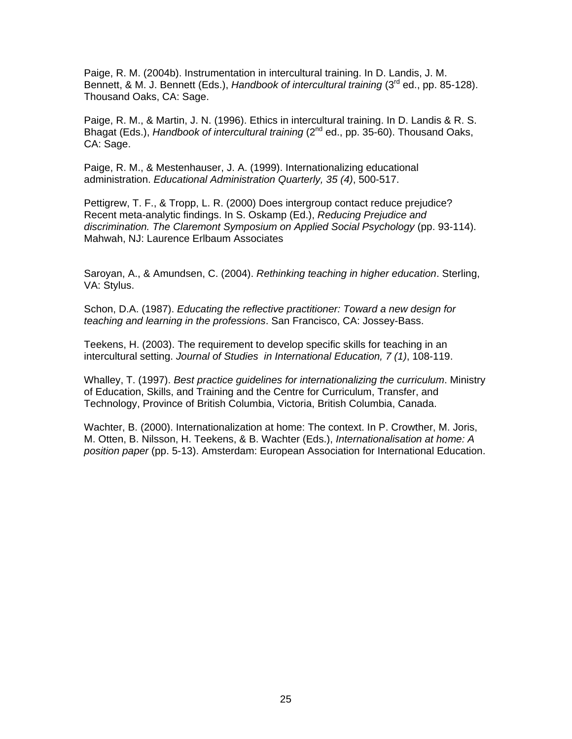Paige, R. M. (2004b). Instrumentation in intercultural training. In D. Landis, J. M. Bennett, & M. J. Bennett (Eds.), *Handbook of intercultural training* (3rd ed., pp. 85-128). Thousand Oaks, CA: Sage.

Paige, R. M., & Martin, J. N. (1996). Ethics in intercultural training. In D. Landis & R. S. Bhagat (Eds.), *Handbook of intercultural training* (2nd ed., pp. 35-60). Thousand Oaks, CA: Sage.

Paige, R. M., & Mestenhauser, J. A. (1999). Internationalizing educational administration. *Educational Administration Quarterly, 35 (4)*, 500-517.

Pettigrew, T. F., & Tropp, L. R. (2000) Does intergroup contact reduce prejudice? Recent meta-analytic findings. In S. Oskamp (Ed.), *Reducing Prejudice and discrimination. The Claremont Symposium on Applied Social Psychology* (pp. 93-114). Mahwah, NJ: Laurence Erlbaum Associates

Saroyan, A., & Amundsen, C. (2004). *Rethinking teaching in higher education*. Sterling, VA: Stylus.

Schon, D.A. (1987). *Educating the reflective practitioner: Toward a new design for teaching and learning in the professions*. San Francisco, CA: Jossey-Bass.

Teekens, H. (2003). The requirement to develop specific skills for teaching in an intercultural setting. *Journal of Studies in International Education, 7 (1)*, 108-119.

Whalley, T. (1997). *Best practice guidelines for internationalizing the curriculum*. Ministry of Education, Skills, and Training and the Centre for Curriculum, Transfer, and Technology, Province of British Columbia, Victoria, British Columbia, Canada.

Wachter, B. (2000). Internationalization at home: The context. In P. Crowther, M. Joris, M. Otten, B. Nilsson, H. Teekens, & B. Wachter (Eds.), *Internationalisation at home: A position paper* (pp. 5-13). Amsterdam: European Association for International Education.